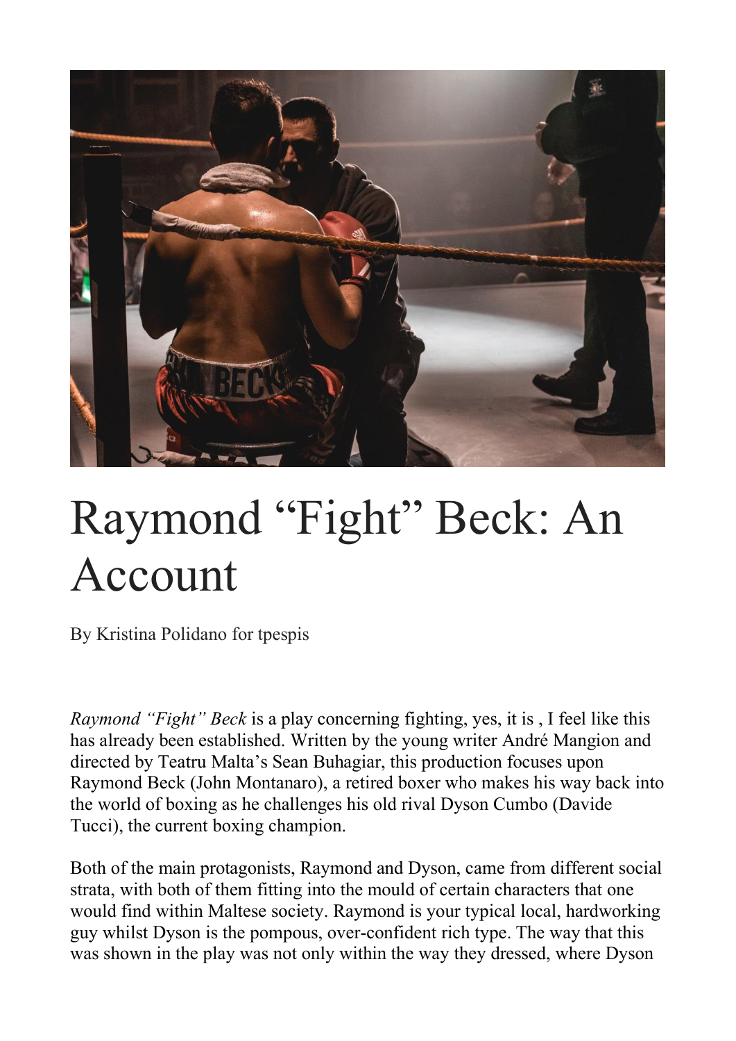# Raymond "Fight" Beck: An Account

By Kristina Polidano for tpespis

*Raymond "Fight" Beck* is a play concerning fighting, yes, it is , I feel like this has already been established. Written by the young writer André Mangion and directed by Teatru Malta's Sean Buhagiar, this production focuses upon Raymond Beck (John Montanaro), a retired boxer who makes his way back into the world of boxing as he challenges his old rival Dyson Cumbo (Davide Tucci), the current boxing champion.

Both of the main protagonists, Raymond and Dyson, came from different social strata, with both of them fitting into the mould of certain characters that one would find within Maltese society. Raymond is your typical local, hardworking guy whilst Dyson is the pompous, over-confident rich type. The way that this was shown in the play was not only within the way they dressed, where Dyson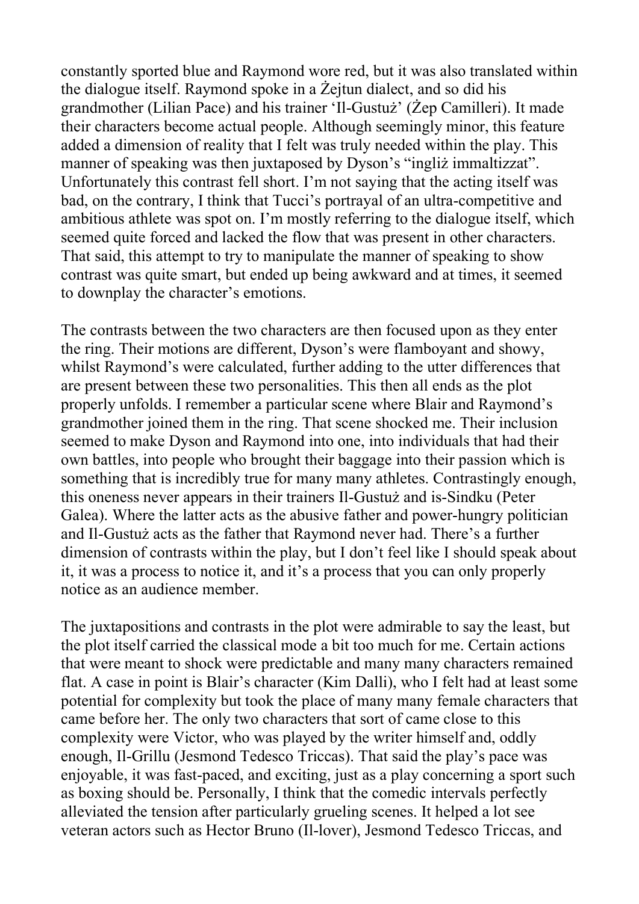constantly sported blue and Raymond wore red, but it was also translated within the dialogue itself. Raymond spoke in a Żejtun dialect, and so did his grandmother (Lilian Pace) and his trainer 'Il-Gustuż' (Żep Camilleri). It made their characters become actual people. Although seemingly minor, this feature added a dimension of reality that I felt was truly needed within the play. This manner of speaking was then juxtaposed by Dyson's "ingliż immaltizzat". Unfortunately this contrast fell short. I'm not saying that the acting itself was bad, on the contrary, I think that Tucci's portrayal of an ultra-competitive and ambitious athlete was spot on. I'm mostly referring to the dialogue itself, which seemed quite forced and lacked the flow that was present in other characters. That said, this attempt to try to manipulate the manner of speaking to show contrast was quite smart, but ended up being awkward and at times, it seemed to downplay the character's emotions.

The contrasts between the two characters are then focused upon as they enter the ring. Their motions are different, Dyson's were flamboyant and showy, whilst Raymond's were calculated, further adding to the utter differences that are present between these two personalities. This then all ends as the plot properly unfolds. I remember a particular scene where Blair and Raymond's grandmother joined them in the ring. That scene shocked me. Their inclusion seemed to make Dyson and Raymond into one, into individuals that had their own battles, into people who brought their baggage into their passion which is something that is incredibly true for many many athletes. Contrastingly enough, this oneness never appears in their trainers Il-Gustuż and is-Sindku (Peter Galea). Where the latter acts as the abusive father and power-hungry politician and Il-Gustuż acts as the father that Raymond never had. There's a further dimension of contrasts within the play, but I don't feel like I should speak about it, it was a process to notice it, and it's a process that you can only properly notice as an audience member.

The juxtapositions and contrasts in the plot were admirable to say the least, but the plot itself carried the classical mode a bit too much for me. Certain actions that were meant to shock were predictable and many many characters remained flat. A case in point is Blair's character (Kim Dalli), who I felt had at least some potential for complexity but took the place of many many female characters that came before her. The only two characters that sort of came close to this complexity were Victor, who was played by the writer himself and, oddly enough, Il-Grillu (Jesmond Tedesco Triccas). That said the play's pace was enjoyable, it was fast-paced, and exciting, just as a play concerning a sport such as boxing should be. Personally, I think that the comedic intervals perfectly alleviated the tension after particularly grueling scenes. It helped a lot see veteran actors such as Hector Bruno (Il-lover), Jesmond Tedesco Triccas, and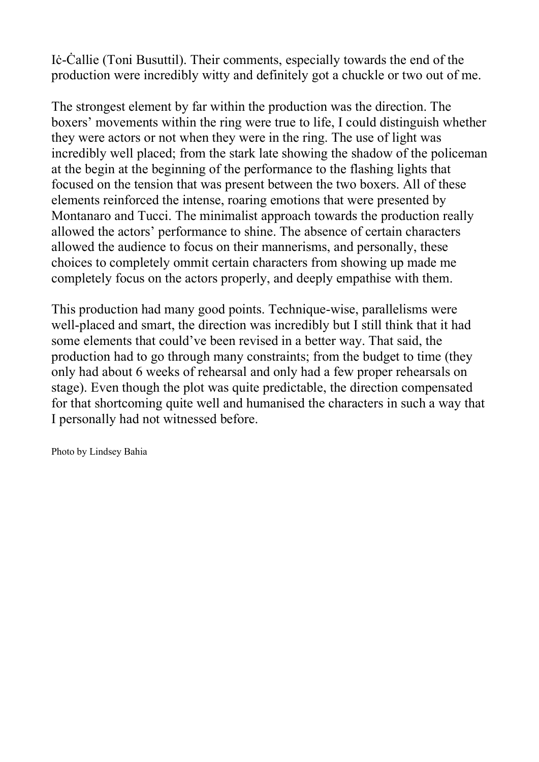Iċ-Ċallie (Toni Busuttil). Their comments, especially towards the end of the production were incredibly witty and definitely got a chuckle or two out of me.

The strongest element by far within the production was the direction. The boxers' movements within the ring were true to life, I could distinguish whether they were actors or not when they were in the ring. The use of light was incredibly well placed; from the stark late showing the shadow of the policeman at the begin at the beginning of the performance to the flashing lights that focused on the tension that was present between the two boxers. All of these elements reinforced the intense, roaring emotions that were presented by Montanaro and Tucci. The minimalist approach towards the production really allowed the actors' performance to shine. The absence of certain characters allowed the audience to focus on their mannerisms, and personally, these choices to completely ommit certain characters from showing up made me completely focus on the actors properly, and deeply empathise with them.

This production had many good points. Technique-wise, parallelisms were well-placed and smart, the direction was incredibly but I still think that it had some elements that could've been revised in a better way. That said, the production had to go through many constraints; from the budget to time (they only had about 6 weeks of rehearsal and only had a few proper rehearsals on stage). Even though the plot was quite predictable, the direction compensated for that shortcoming quite well and humanised the characters in such a way that I personally had not witnessed before.

Photo by Lindsey Bahia